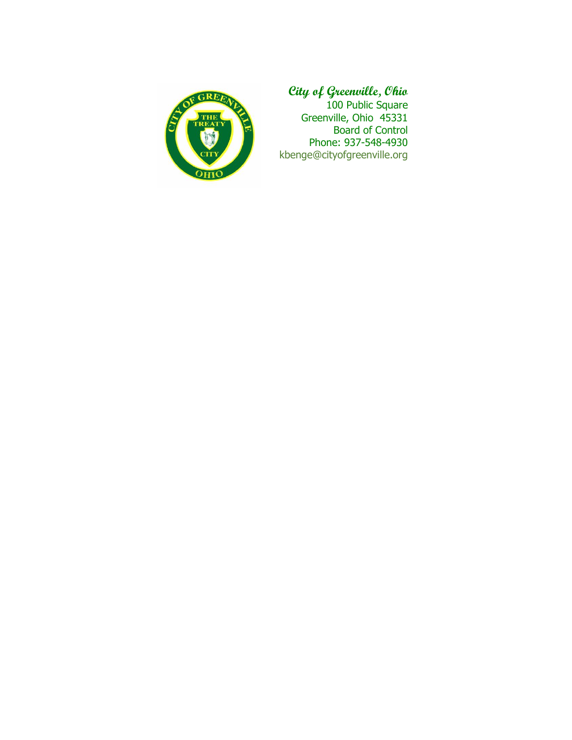**City of Greenville, Ohio**

100 Public Square
Greenville, Ohio 45331
Board of Control
Phone: 937-548-4930
kbenge@cityofgreenville.org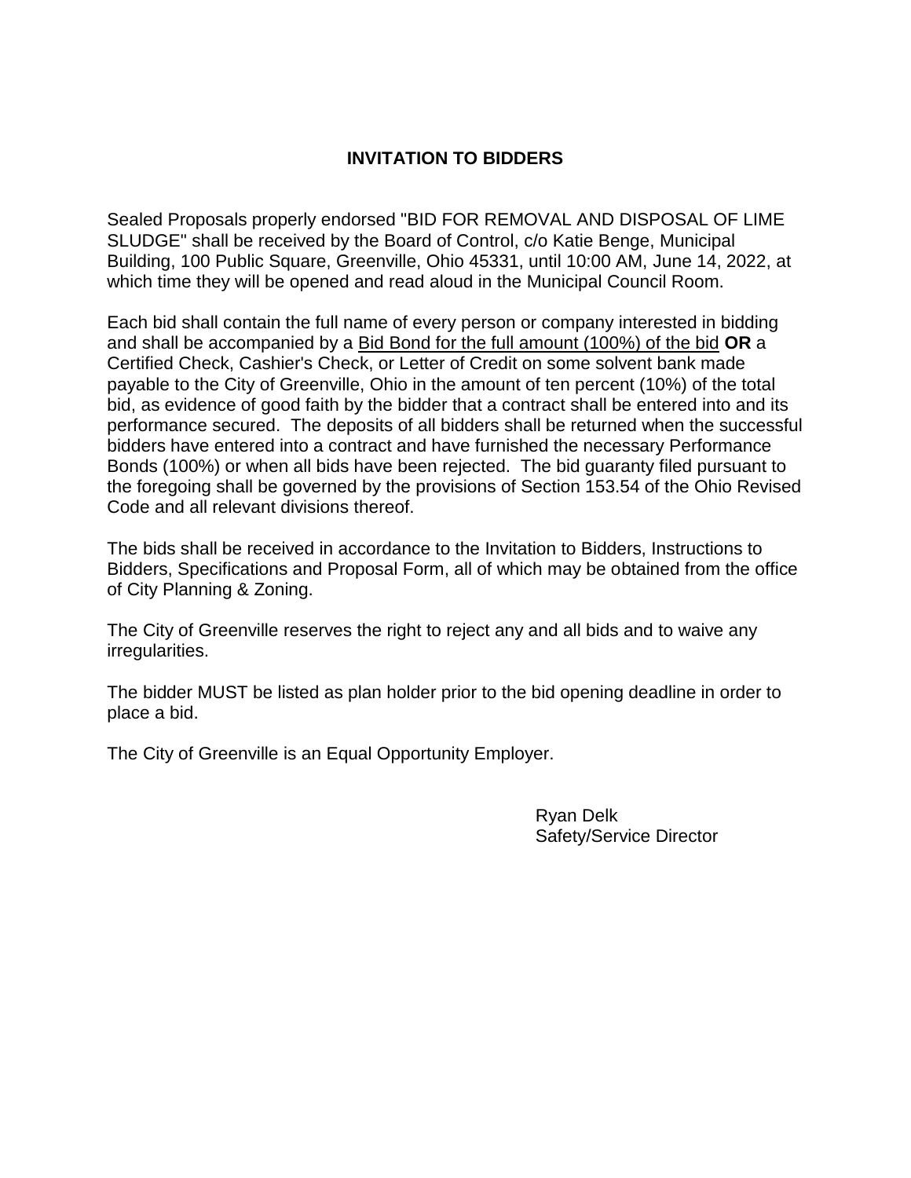# INVITATION TO BIDDERS

Sealed Proposals properly endorsed "BID FOR REMOVAL AND DISPOSAL OF LIME SLUDGE" shall be received by the Board of Control, c/o Katie Benge, Municipal Building, 100 Public Square, Greenville, Ohio 45331, until 10:00 AM, June 14, 2022, at which time they will be opened and read aloud in the Municipal Council Room.

Each bid shall contain the full name of every person or company interested in bidding and shall be accompanied by a Bid Bond for the full amount (100%) of the bid **OR** a Certified Check, Cashier's Check, or Letter of Credit on some solvent bank made payable to the City of Greenville, Ohio in the amount of ten percent (10%) of the total bid, as evidence of good faith by the bidder that a contract shall be entered into and its performance secured. The deposits of all bidders shall be returned when the successful bidders have entered into a contract and have furnished the necessary Performance Bonds (100%) or when all bids have been rejected. The bid guaranty filed pursuant to the foregoing shall be governed by the provisions of Section 153.54 of the Ohio Revised Code and all relevant divisions thereof.

The bids shall be received in accordance to the Invitation to Bidders, Instructions to Bidders, Specifications and Proposal Form, all of which may be obtained from the office of City Planning & Zoning.

The City of Greenville reserves the right to reject any and all bids and to waive any irregularities.

The bidder MUST be listed as plan holder prior to the bid opening deadline in order to place a bid.

The City of Greenville is an Equal Opportunity Employer.

Ryan Delk
Safety/Service Director